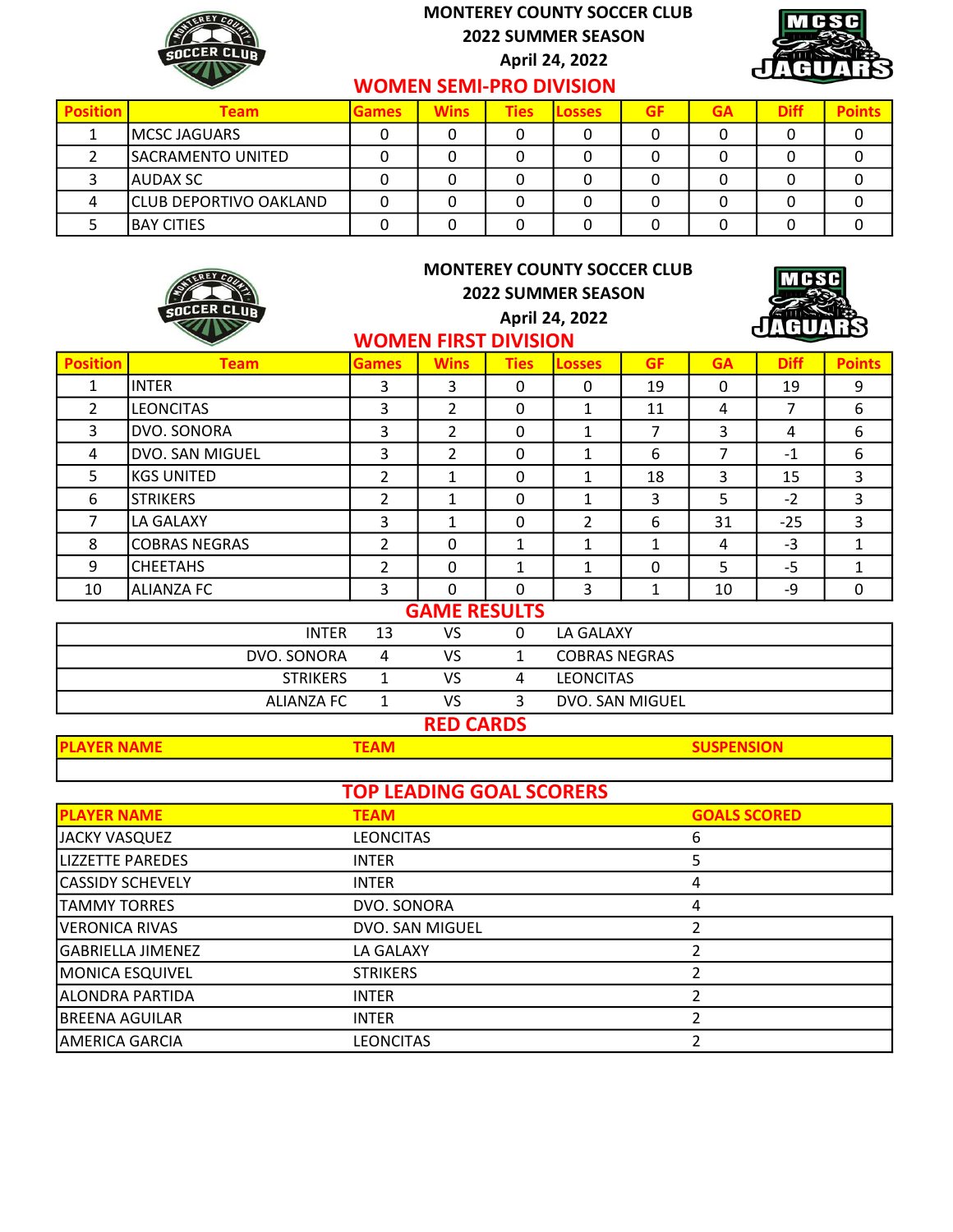# MONTEREY COUNTY SOCCER CLUB
## 2022 SUMMER SEASON
April 24, 2022

## WOMEN SEMI-PRO DIVISION

| Position | Team | Games | Wins | Ties | Losses | GF | GA | Diff | Points |
|---|---|---|---|---|---|---|---|---|---|
| 1 | MCSC JAGUARS | 0 | 0 | 0 | 0 | 0 | 0 | 0 | 0 |
| 2 | SACRAMENTO UNITED | 0 | 0 | 0 | 0 | 0 | 0 | 0 | 0 |
| 3 | AUDAX SC | 0 | 0 | 0 | 0 | 0 | 0 | 0 | 0 |
| 4 | CLUB DEPORTIVO OAKLAND | 0 | 0 | 0 | 0 | 0 | 0 | 0 | 0 |
| 5 | BAY CITIES | 0 | 0 | 0 | 0 | 0 | 0 | 0 | 0 |

# MONTEREY COUNTY SOCCER CLUB
## 2022 SUMMER SEASON
April 24, 2022

## WOMEN FIRST DIVISION

| Position | Team | Games | Wins | Ties | Losses | GF | GA | Diff | Points |
|---|---|---|---|---|---|---|---|---|---|
| 1 | INTER | 3 | 3 | 0 | 0 | 19 | 0 | 19 | 9 |
| 2 | LEONCITAS | 3 | 2 | 0 | 1 | 11 | 4 | 7 | 6 |
| 3 | DVO. SONORA | 3 | 2 | 0 | 1 | 7 | 3 | 4 | 6 |
| 4 | DVO. SAN MIGUEL | 3 | 2 | 0 | 1 | 6 | 7 | -1 | 6 |
| 5 | KGS UNITED | 2 | 1 | 0 | 1 | 18 | 3 | 15 | 3 |
| 6 | STRIKERS | 2 | 1 | 0 | 1 | 3 | 5 | -2 | 3 |
| 7 | LA GALAXY | 3 | 1 | 0 | 2 | 6 | 31 | -25 | 3 |
| 8 | COBRAS NEGRAS | 2 | 0 | 1 | 1 | 1 | 4 | -3 | 1 |
| 9 | CHEETAHS | 2 | 0 | 1 | 1 | 0 | 5 | -5 | 1 |
| 10 | ALIANZA FC | 3 | 0 | 0 | 3 | 1 | 10 | -9 | 0 |

## GAME RESULTS

| | | | | |
|---|---|---|---|---|
| INTER | 13 | VS | 0 | LA GALAXY |
| DVO. SONORA | 4 | VS | 1 | COBRAS NEGRAS |
| STRIKERS | 1 | VS | 4 | LEONCITAS |
| ALIANZA FC | 1 | VS | 3 | DVO. SAN MIGUEL |

## RED CARDS

| PLAYER NAME | TEAM | SUSPENSION |
|---|---|---|
| | | |

## TOP LEADING GOAL SCORERS

| PLAYER NAME | TEAM | GOALS SCORED |
|---|---|---|
| JACKY VASQUEZ | LEONCITAS | 6 |
| LIZZETTE PAREDES | INTER | 5 |
| CASSIDY SCHEVELY | INTER | 4 |
| TAMMY TORRES | DVO. SONORA | 4 |
| VERONICA RIVAS | DVO. SAN MIGUEL | 2 |
| GABRIELLA JIMENEZ | LA GALAXY | 2 |
| MONICA ESQUIVEL | STRIKERS | 2 |
| ALONDRA PARTIDA | INTER | 2 |
| BREENA AGUILAR | INTER | 2 |
| AMERICA GARCIA | LEONCITAS | 2 |